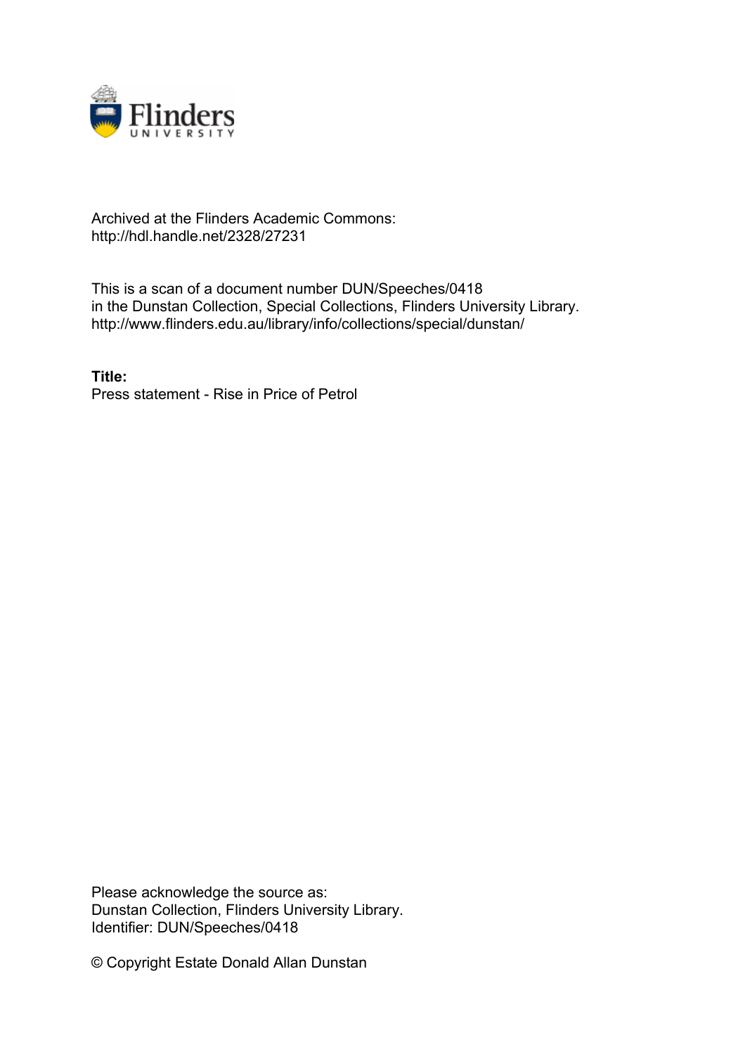Archived at the Flinders Academic Commons:
http://hdl.handle.net/2328/27231

This is a scan of a document number DUN/Speeches/0418
in the Dunstan Collection, Special Collections, Flinders University Library.
http://www.flinders.edu.au/library/info/collections/special/dunstan/

**Title:**
Press statement - Rise in Price of Petrol

Please acknowledge the source as:
Dunstan Collection, Flinders University Library.
Identifier: DUN/Speeches/0418

© Copyright Estate Donald Allan Dunstan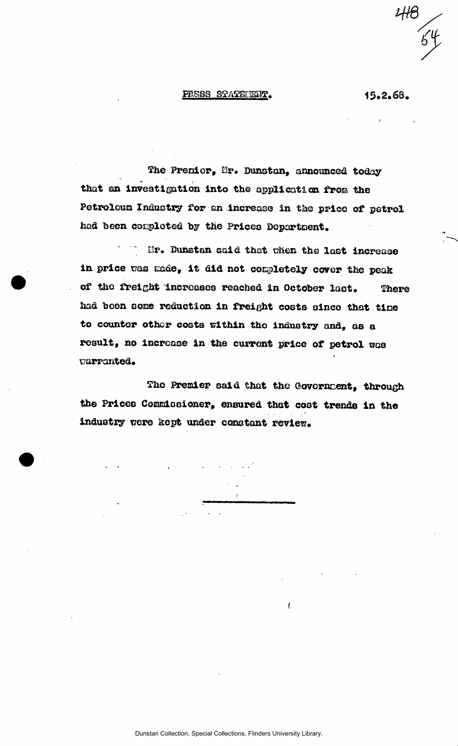PRESS STATEMENT. 15.2.68.

The Premier, Mr. Dunstan, announced today that an investigation into the application from the Petroleum Industry for an increase in the price of petrol had been completed by the Prices Department.

Mr. Dunstan said that when the last increase in price was made, it did not completely cover the peak of the freight increases reached in October last. There had been some reduction in freight costs since that time to counter other costs within the industry and, as a result, no increase in the current price of petrol was warranted.

The Premier said that the Government, through the Prices Commissioner, ensured that cost trends in the industry were kept under constant review.

Dunstan Collection, Special Collections, Flinders University Library.